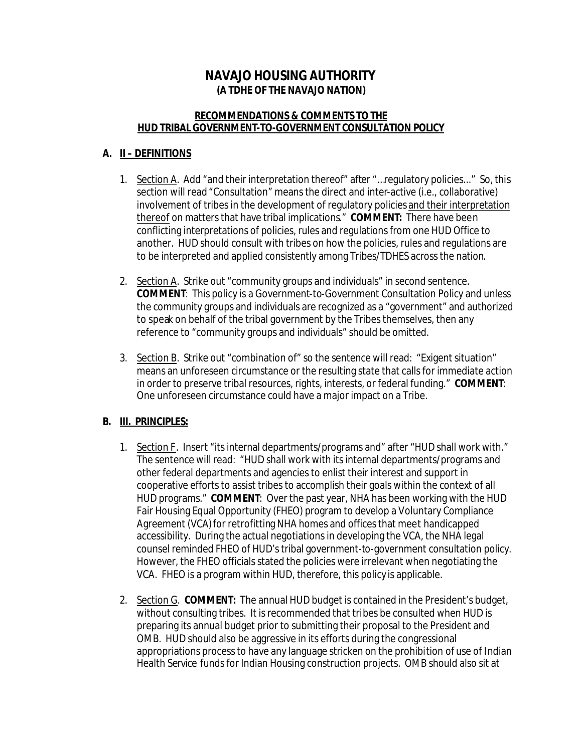# NAVAJO HOUSING AUTHORITY
## (A TDHE OF THE NAVAJO NATION)

### RECOMMENDATIONS & COMMENTS TO THE HUD TRIBAL GOVERNMENT-TO-GOVERNMENT CONSULTATION POLICY

## A. II – DEFINITIONS

1. Section A. Add "and their interpretation thereof" after "…regulatory policies…" So, this section will read "Consultation" means the direct and inter-active (i.e., collaborative) involvement of tribes in the development of regulatory policies and their interpretation thereof on matters that have tribal implications." **COMMENT:** There have been conflicting interpretations of policies, rules and regulations from one HUD Office to another. HUD should consult with tribes on how the policies, rules and regulations are to be interpreted and applied consistently among Tribes/TDHES across the nation.

2. Section A. Strike out "community groups and individuals" in second sentence. **COMMENT**: This policy is a Government-to-Government Consultation Policy and unless the community groups and individuals are recognized as a "government" and authorized to speak on behalf of the tribal government by the Tribes themselves, then any reference to "community groups and individuals" should be omitted.

3. Section B. Strike out "combination of" so the sentence will read: "Exigent situation" means an unforeseen circumstance or the resulting state that calls for immediate action in order to preserve tribal resources, rights, interests, or federal funding." **COMMENT**: One unforeseen circumstance could have a major impact on a Tribe.

## B. III. PRINCIPLES:

1. Section F. Insert "its internal departments/programs and" after "HUD shall work with." The sentence will read: "HUD shall work with its internal departments/programs and other federal departments and agencies to enlist their interest and support in cooperative efforts to assist tribes to accomplish their goals within the context of all HUD programs." **COMMENT**: Over the past year, NHA has been working with the HUD Fair Housing Equal Opportunity (FHEO) program to develop a Voluntary Compliance Agreement (VCA) for retrofitting NHA homes and offices that meet handicapped accessibility. During the actual negotiations in developing the VCA, the NHA legal counsel reminded FHEO of HUD's tribal government-to-government consultation policy. However, the FHEO officials stated the policies were irrelevant when negotiating the VCA. FHEO is a program within HUD, therefore, this policy is applicable.

2. Section G. **COMMENT:** The annual HUD budget is contained in the President's budget, without consulting tribes. It is recommended that tribes be consulted when HUD is preparing its annual budget prior to submitting their proposal to the President and OMB. HUD should also be aggressive in its efforts during the congressional appropriations process to have any language stricken on the prohibition of use of Indian Health Service funds for Indian Housing construction projects. OMB should also sit at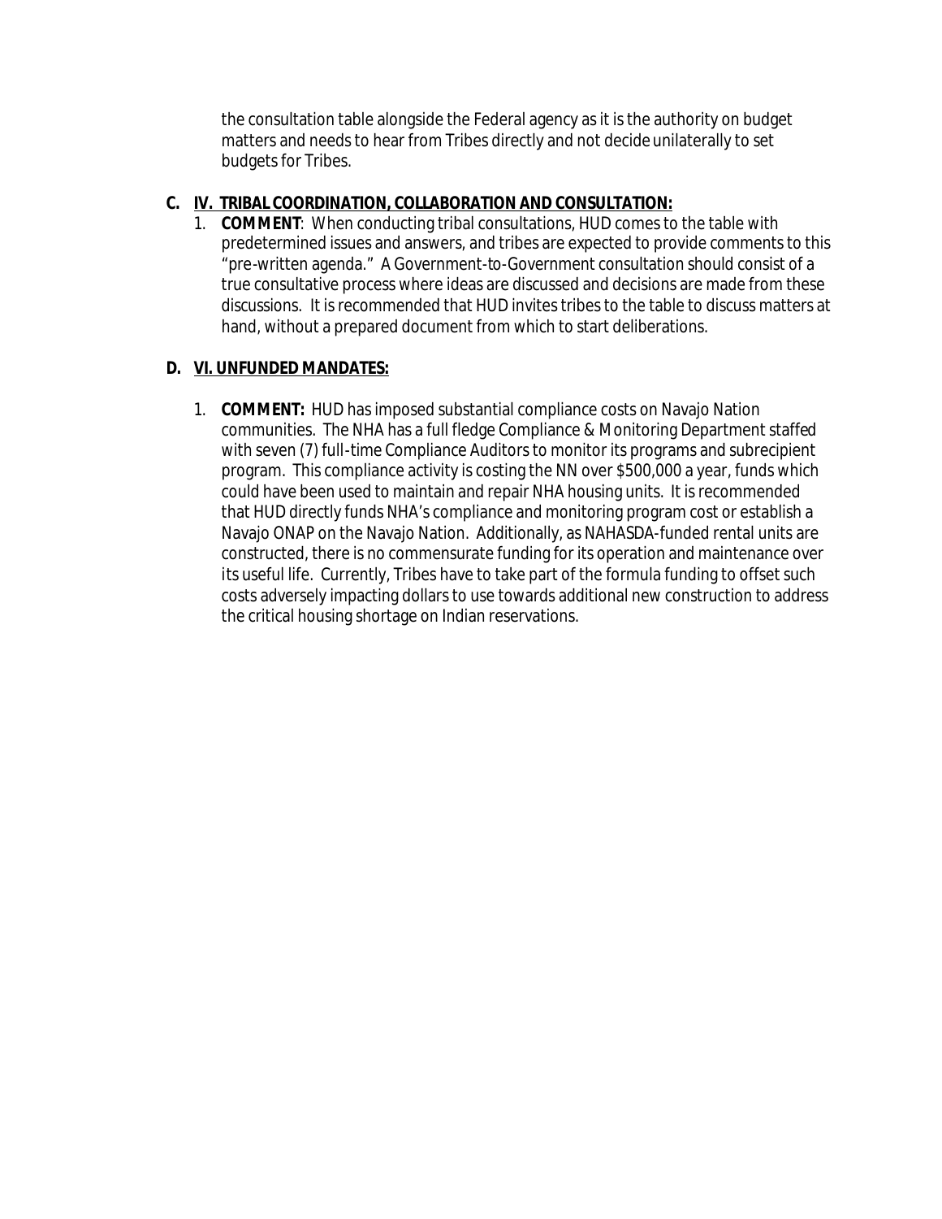the consultation table alongside the Federal agency as it is the authority on budget matters and needs to hear from Tribes directly and not decide unilaterally to set budgets for Tribes.

**C. IV. TRIBAL COORDINATION, COLLABORATION AND CONSULTATION:**

1. **COMMENT**: When conducting tribal consultations, HUD comes to the table with predetermined issues and answers, and tribes are expected to provide comments to this "pre-written agenda." A Government-to-Government consultation should consist of a true consultative process where ideas are discussed and decisions are made from these discussions. It is recommended that HUD invites tribes to the table to discuss matters at hand, without a prepared document from which to start deliberations.

**D. VI. UNFUNDED MANDATES:**

1. **COMMENT:** HUD has imposed substantial compliance costs on Navajo Nation communities. The NHA has a full fledge Compliance & Monitoring Department staffed with seven (7) full-time Compliance Auditors to monitor its programs and subrecipient program. This compliance activity is costing the NN over $500,000 a year, funds which could have been used to maintain and repair NHA housing units. It is recommended that HUD directly funds NHA's compliance and monitoring program cost or establish a Navajo ONAP on the Navajo Nation. Additionally, as NAHASDA-funded rental units are constructed, there is no commensurate funding for its operation and maintenance over its useful life. Currently, Tribes have to take part of the formula funding to offset such costs adversely impacting dollars to use towards additional new construction to address the critical housing shortage on Indian reservations.